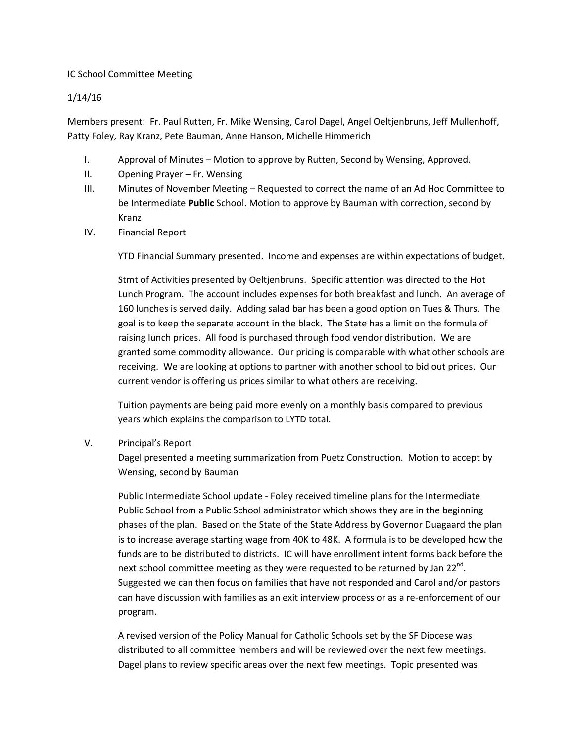IC School Committee Meeting

1/14/16

Members present: Fr. Paul Rutten, Fr. Mike Wensing, Carol Dagel, Angel Oeltjenbruns, Jeff Mullenhoff, Patty Foley, Ray Kranz, Pete Bauman, Anne Hanson, Michelle Himmerich

I. Approval of Minutes – Motion to approve by Rutten, Second by Wensing, Approved.

II. Opening Prayer – Fr. Wensing

III. Minutes of November Meeting – Requested to correct the name of an Ad Hoc Committee to be Intermediate **Public** School. Motion to approve by Bauman with correction, second by Kranz

IV. Financial Report

YTD Financial Summary presented. Income and expenses are within expectations of budget.

Stmt of Activities presented by Oeltjenbruns. Specific attention was directed to the Hot Lunch Program. The account includes expenses for both breakfast and lunch. An average of 160 lunches is served daily. Adding salad bar has been a good option on Tues & Thurs. The goal is to keep the separate account in the black. The State has a limit on the formula of raising lunch prices. All food is purchased through food vendor distribution. We are granted some commodity allowance. Our pricing is comparable with what other schools are receiving. We are looking at options to partner with another school to bid out prices. Our current vendor is offering us prices similar to what others are receiving.

Tuition payments are being paid more evenly on a monthly basis compared to previous years which explains the comparison to LYTD total.

V. Principal's Report

Dagel presented a meeting summarization from Puetz Construction. Motion to accept by Wensing, second by Bauman

Public Intermediate School update - Foley received timeline plans for the Intermediate Public School from a Public School administrator which shows they are in the beginning phases of the plan. Based on the State of the State Address by Governor Duagaard the plan is to increase average starting wage from 40K to 48K. A formula is to be developed how the funds are to be distributed to districts. IC will have enrollment intent forms back before the next school committee meeting as they were requested to be returned by Jan 22nd. Suggested we can then focus on families that have not responded and Carol and/or pastors can have discussion with families as an exit interview process or as a re-enforcement of our program.

A revised version of the Policy Manual for Catholic Schools set by the SF Diocese was distributed to all committee members and will be reviewed over the next few meetings. Dagel plans to review specific areas over the next few meetings. Topic presented was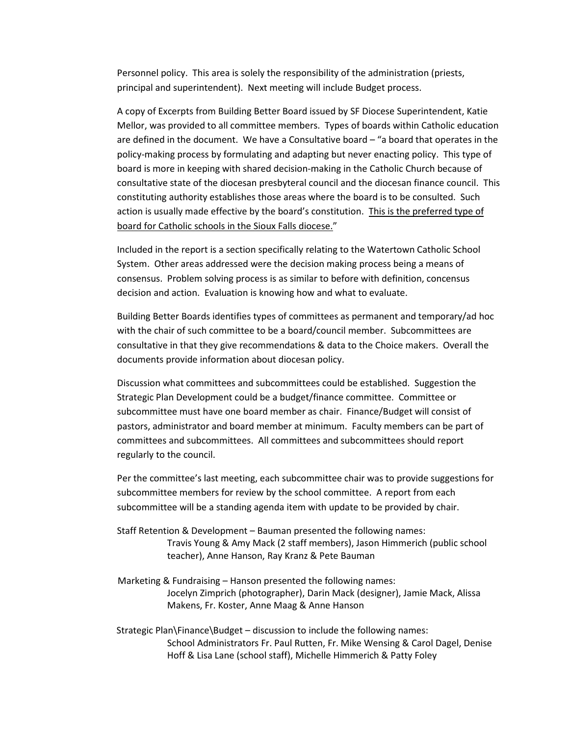Personnel policy. This area is solely the responsibility of the administration (priests, principal and superintendent). Next meeting will include Budget process.

A copy of Excerpts from Building Better Board issued by SF Diocese Superintendent, Katie Mellor, was provided to all committee members. Types of boards within Catholic education are defined in the document. We have a Consultative board – "a board that operates in the policy-making process by formulating and adapting but never enacting policy. This type of board is more in keeping with shared decision-making in the Catholic Church because of consultative state of the diocesan presbyteral council and the diocesan finance council. This constituting authority establishes those areas where the board is to be consulted. Such action is usually made effective by the board's constitution. <u>This is the preferred type of board for Catholic schools in the Sioux Falls diocese.</u>"

Included in the report is a section specifically relating to the Watertown Catholic School System. Other areas addressed were the decision making process being a means of consensus. Problem solving process is as similar to before with definition, concensus decision and action. Evaluation is knowing how and what to evaluate.

Building Better Boards identifies types of committees as permanent and temporary/ad hoc with the chair of such committee to be a board/council member. Subcommittees are consultative in that they give recommendations & data to the Choice makers. Overall the documents provide information about diocesan policy.

Discussion what committees and subcommittees could be established. Suggestion the Strategic Plan Development could be a budget/finance committee. Committee or subcommittee must have one board member as chair. Finance/Budget will consist of pastors, administrator and board member at minimum. Faculty members can be part of committees and subcommittees. All committees and subcommittees should report regularly to the council.

Per the committee's last meeting, each subcommittee chair was to provide suggestions for subcommittee members for review by the school committee. A report from each subcommittee will be a standing agenda item with update to be provided by chair.

Staff Retention & Development – Bauman presented the following names:
Travis Young & Amy Mack (2 staff members), Jason Himmerich (public school teacher), Anne Hanson, Ray Kranz & Pete Bauman

Marketing & Fundraising – Hanson presented the following names:
Jocelyn Zimprich (photographer), Darin Mack (designer), Jamie Mack, Alissa Makens, Fr. Koster, Anne Maag & Anne Hanson

Strategic Plan\Finance\Budget – discussion to include the following names:
School Administrators Fr. Paul Rutten, Fr. Mike Wensing & Carol Dagel, Denise Hoff & Lisa Lane (school staff), Michelle Himmerich & Patty Foley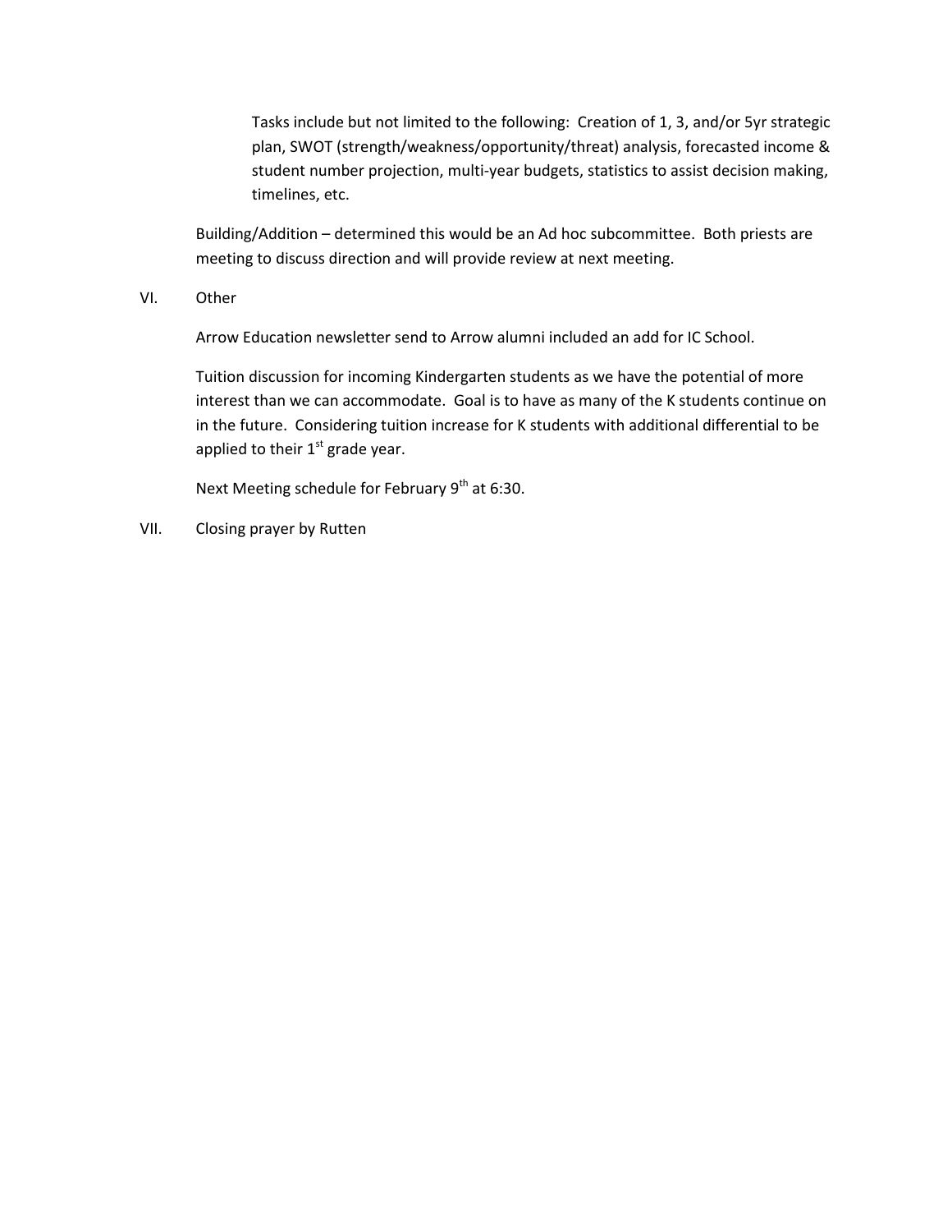Tasks include but not limited to the following: Creation of 1, 3, and/or 5yr strategic plan, SWOT (strength/weakness/opportunity/threat) analysis, forecasted income & student number projection, multi-year budgets, statistics to assist decision making, timelines, etc.

Building/Addition – determined this would be an Ad hoc subcommittee. Both priests are meeting to discuss direction and will provide review at next meeting.

VI. Other

Arrow Education newsletter send to Arrow alumni included an add for IC School.

Tuition discussion for incoming Kindergarten students as we have the potential of more interest than we can accommodate. Goal is to have as many of the K students continue on in the future. Considering tuition increase for K students with additional differential to be applied to their 1st grade year.

Next Meeting schedule for February 9th at 6:30.

VII. Closing prayer by Rutten